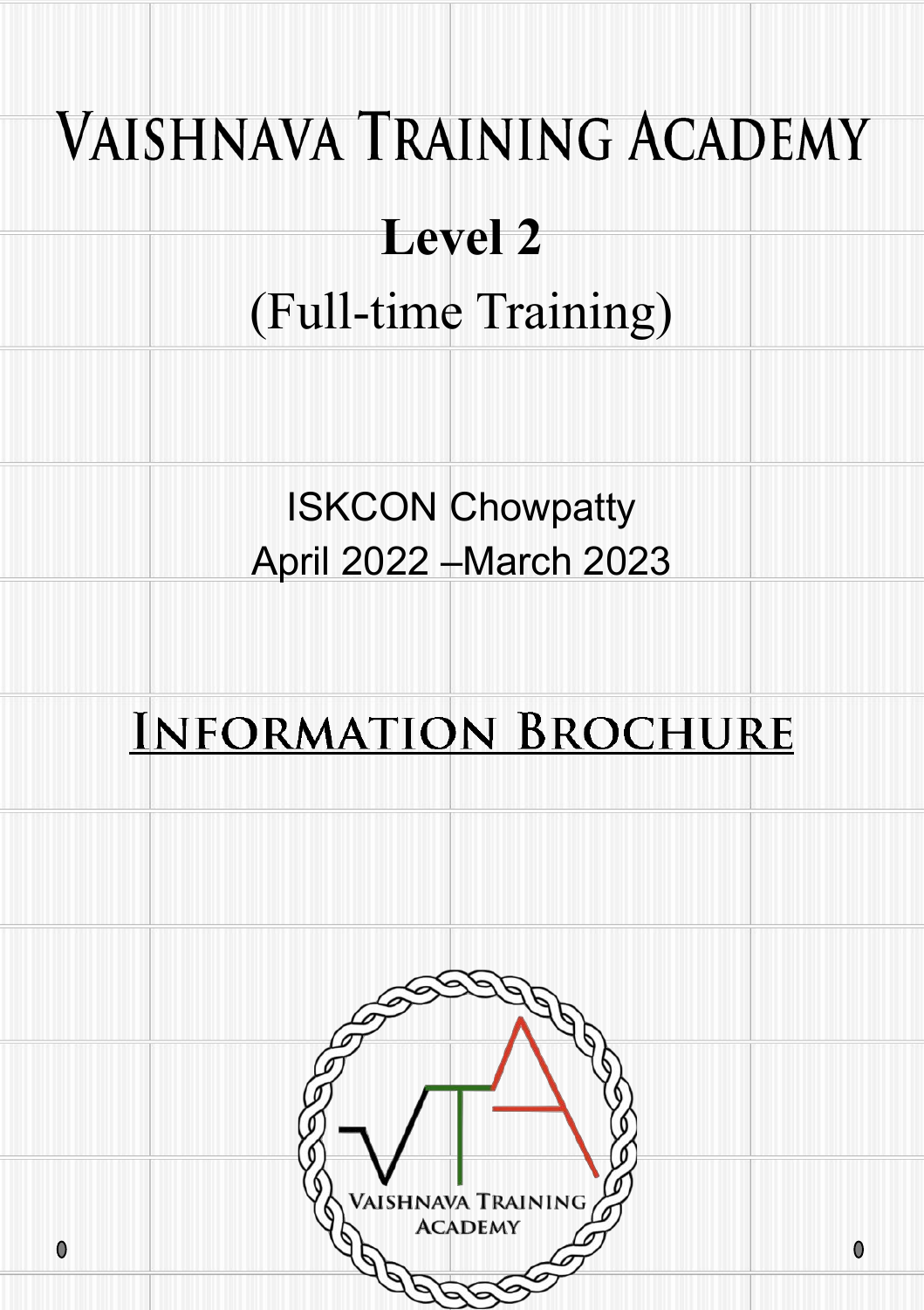# Vaishnava Training Academy

## Level 2

(Full-time Training)

ISKCON Chowpatty
April 2022 –March 2023

# Information Brochure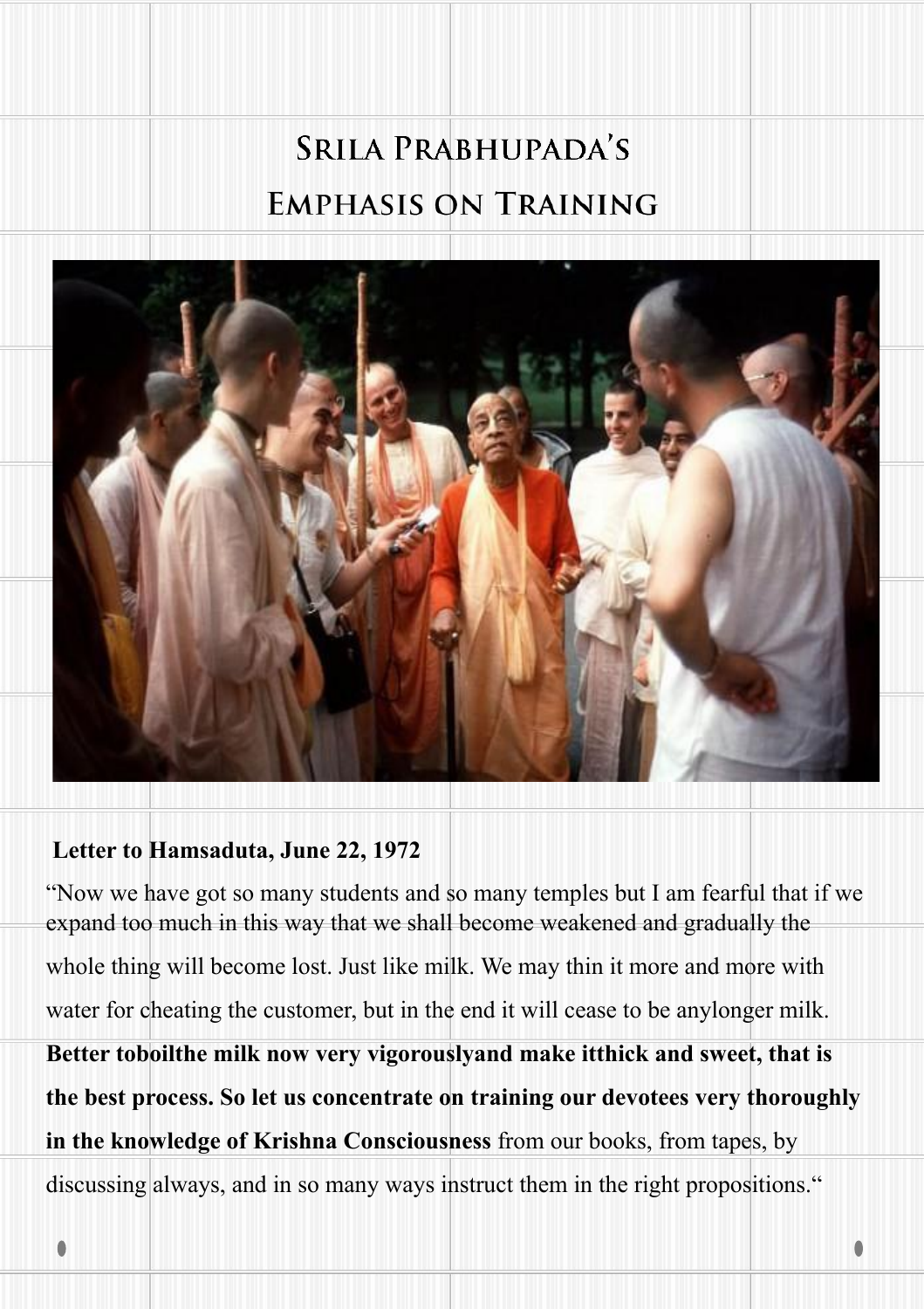# Srila Prabhupada's Emphasis on Training

**Letter to Hamsaduta, June 22, 1972**

"Now we have got so many students and so many temples but I am fearful that if we expand too much in this way that we shall become weakened and gradually the whole thing will become lost. Just like milk. We may thin it more and more with water for cheating the customer, but in the end it will cease to be anylonger milk. **Better toboilthe milk now very vigorouslyand make itthick and sweet, that is the best process. So let us concentrate on training our devotees very thoroughly in the knowledge of Krishna Consciousness** from our books, from tapes, by discussing always, and in so many ways instruct them in the right propositions."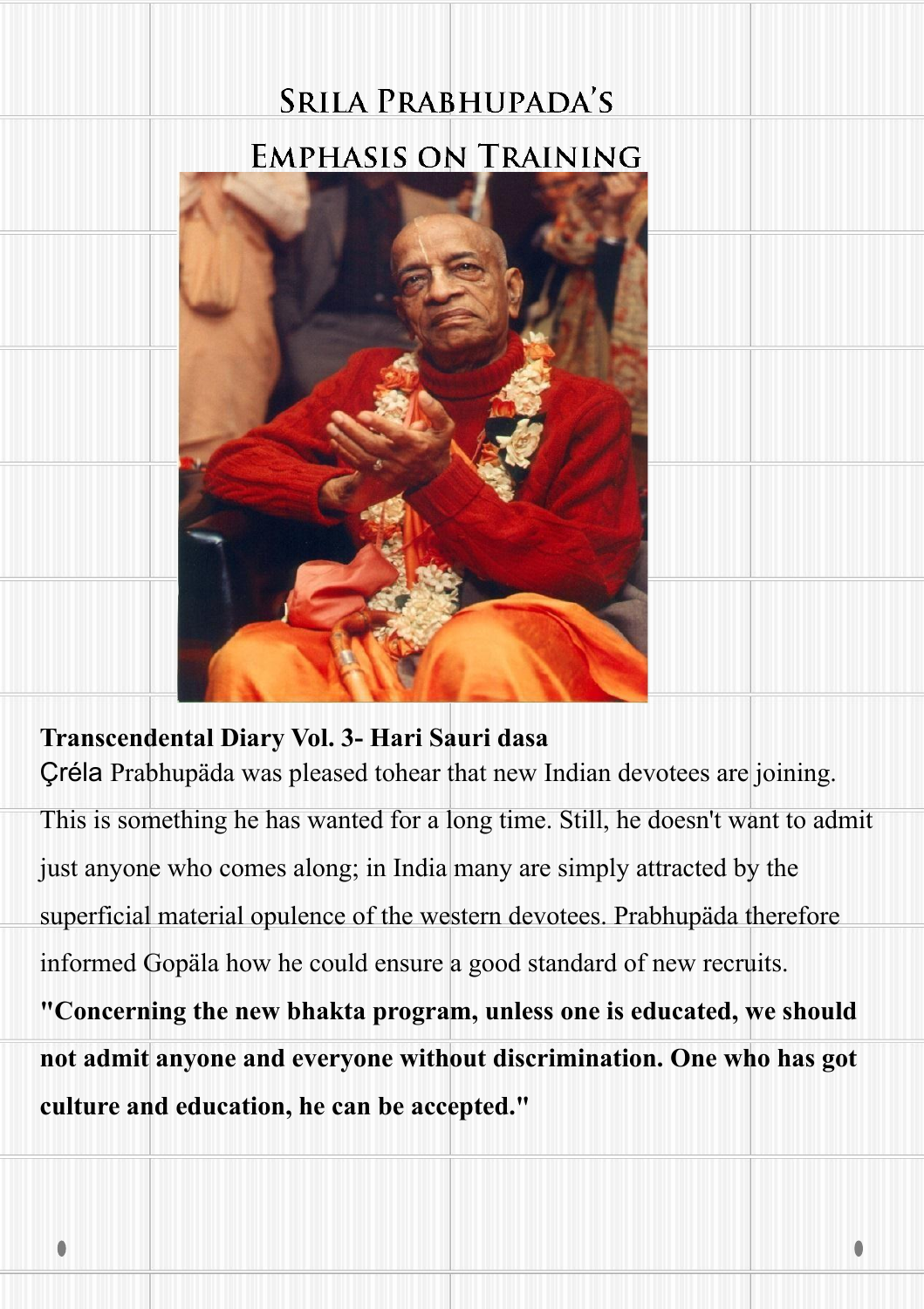# Srila Prabhupada's Emphasis on Training

**Transcendental Diary Vol. 3- Hari Sauri dasa**

Çréla Prabhupäda was pleased tohear that new Indian devotees are joining. This is something he has wanted for a long time. Still, he doesn't want to admit just anyone who comes along; in India many are simply attracted by the superficial material opulence of the western devotees. Prabhupäda therefore informed Gopäla how he could ensure a good standard of new recruits.

**"Concerning the new bhakta program, unless one is educated, we should not admit anyone and everyone without discrimination. One who has got culture and education, he can be accepted."**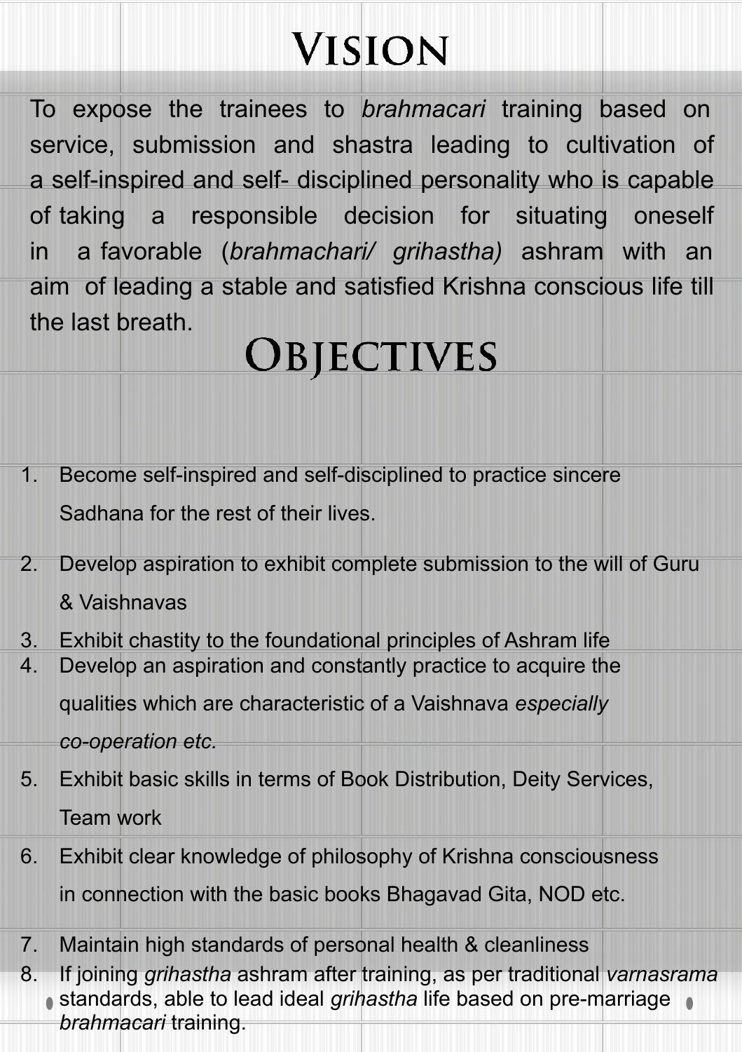# Vision

To expose the trainees to *brahmacari* training based on service, submission and shastra leading to cultivation of a self-inspired and self- disciplined personality who is capable of taking a responsible decision for situating oneself in a favorable (*brahmachari/ grihastha)* ashram with an aim of leading a stable and satisfied Krishna conscious life till the last breath.

# Objectives

1. Become self-inspired and self-disciplined to practice sincere Sadhana for the rest of their lives.
2. Develop aspiration to exhibit complete submission to the will of Guru & Vaishnavas
3. Exhibit chastity to the foundational principles of Ashram life
4. Develop an aspiration and constantly practice to acquire the qualities which are characteristic of a Vaishnava *especially co-operation etc.*
5. Exhibit basic skills in terms of Book Distribution, Deity Services, Team work
6. Exhibit clear knowledge of philosophy of Krishna consciousness in connection with the basic books Bhagavad Gita, NOD etc.
7. Maintain high standards of personal health & cleanliness
8. If joining *grihastha* ashram after training, as per traditional *varnasrama* standards, able to lead ideal *grihastha* life based on pre-marriage *brahmacari* training.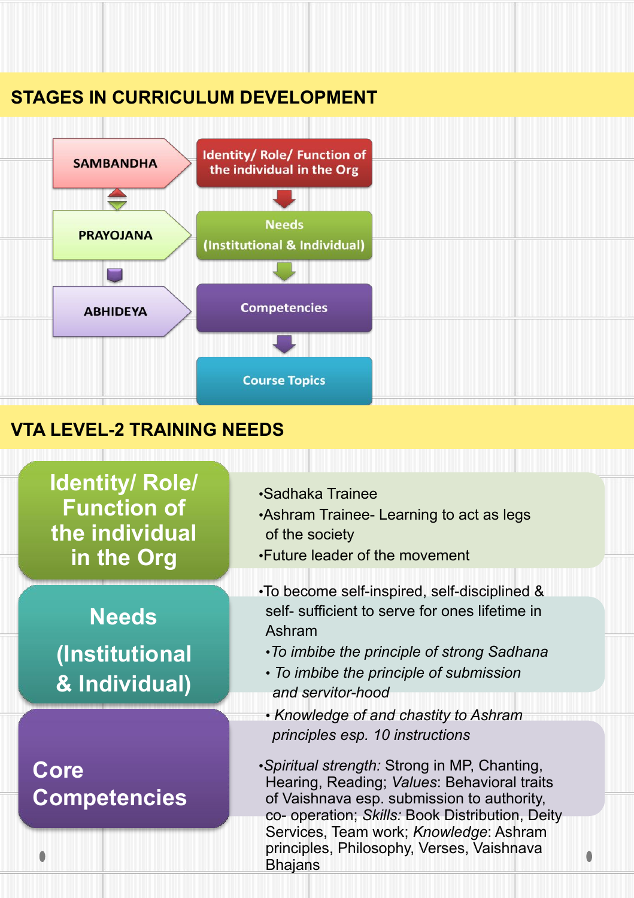## STAGES IN CURRICULUM DEVELOPMENT

| Stage | Focus |
|---|---|
| SAMBANDHA | Identity/ Role/ Function of the individual in the Org |
| PRAYOJANA | Needs (Institutional & Individual) |
| ABHIDEYA | Competencies |
| | Course Topics |

## VTA LEVEL-2 TRAINING NEEDS

### Identity/ Role/ Function of the individual in the Org

- Sadhaka Trainee
- Ashram Trainee- Learning to act as legs of the society
- Future leader of the movement

### Needs (Institutional & Individual)

- To become self-inspired, self-disciplined & self- sufficient to serve for ones lifetime in Ashram
  - *To imbibe the principle of strong Sadhana*
  - *To imbibe the principle of submission and servitor-hood*
  - *Knowledge of and chastity to Ashram principles esp. 10 instructions*

### Core Competencies

- *Spiritual strength:* Strong in MP, Chanting, Hearing, Reading; *Values*: Behavioral traits of Vaishnava esp. submission to authority, co- operation; *Skills:* Book Distribution, Deity Services, Team work; *Knowledge*: Ashram principles, Philosophy, Verses, Vaishnava Bhajans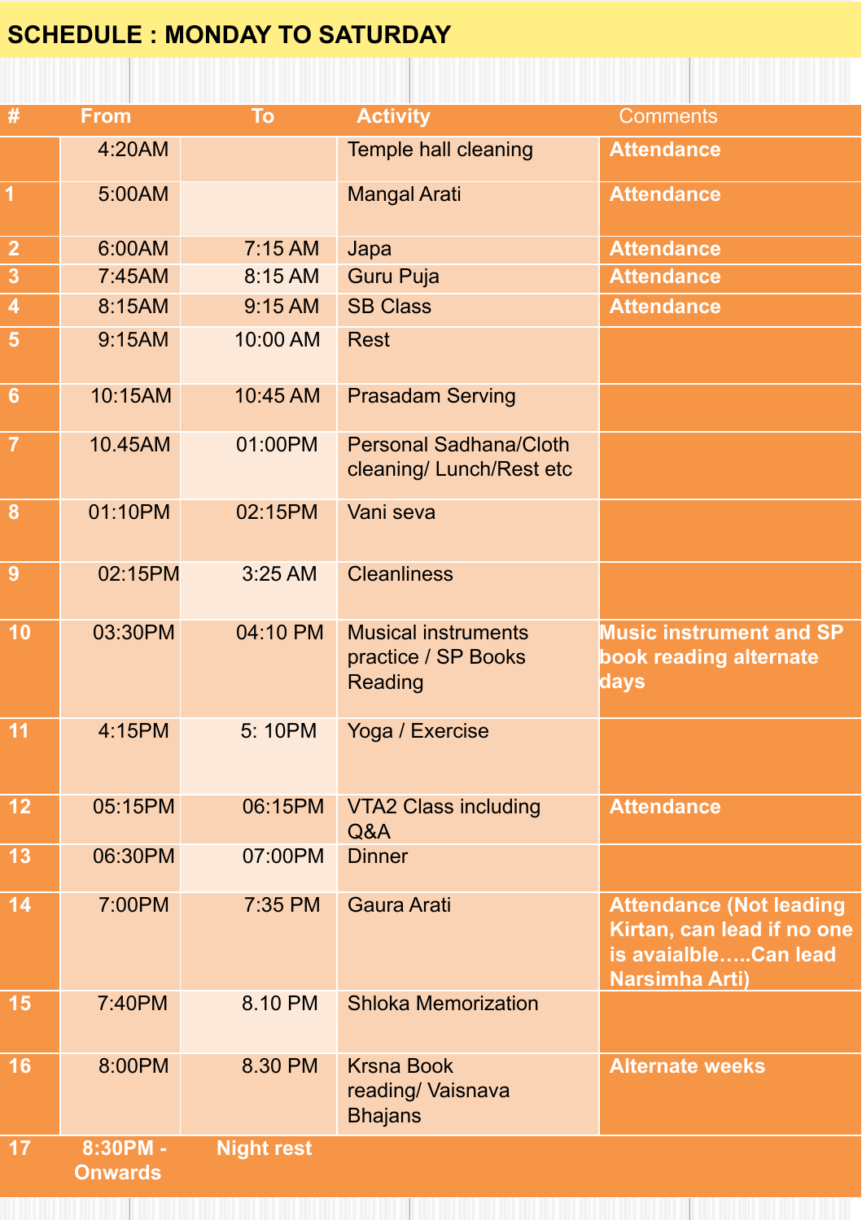## SCHEDULE : MONDAY TO SATURDAY

| # | From | To | Activity | Comments |
|---|---|---|---|---|
| | 4:20AM | | Temple hall cleaning | **Attendance** |
| 1 | 5:00AM | | Mangal Arati | **Attendance** |
| 2 | 6:00AM | 7:15 AM | Japa | **Attendance** |
| 3 | 7:45AM | 8:15 AM | Guru Puja | **Attendance** |
| 4 | 8:15AM | 9:15 AM | SB Class | **Attendance** |
| 5 | 9:15AM | 10:00 AM | Rest | |
| 6 | 10:15AM | 10:45 AM | Prasadam Serving | |
| 7 | 10.45AM | 01:00PM | Personal Sadhana/Cloth cleaning/ Lunch/Rest etc | |
| 8 | 01:10PM | 02:15PM | Vani seva | |
| 9 | 02:15PM | 3:25 AM | Cleanliness | |
| 10 | 03:30PM | 04:10 PM | Musical instruments practice / SP Books Reading | **Music instrument and SP book reading alternate days** |
| 11 | 4:15PM | 5: 10PM | Yoga / Exercise | |
| 12 | 05:15PM | 06:15PM | VTA2 Class including Q&A | **Attendance** |
| 13 | 06:30PM | 07:00PM | Dinner | |
| 14 | 7:00PM | 7:35 PM | Gaura Arati | **Attendance (Not leading Kirtan, can lead if no one is avaialble…..Can lead Narsimha Arti)** |
| 15 | 7:40PM | 8.10 PM | Shloka Memorization | |
| 16 | 8:00PM | 8.30 PM | Krsna Book reading/ Vaisnava Bhajans | **Alternate weeks** |
| **17** | **8:30PM - Onwards** | **Night rest** | | |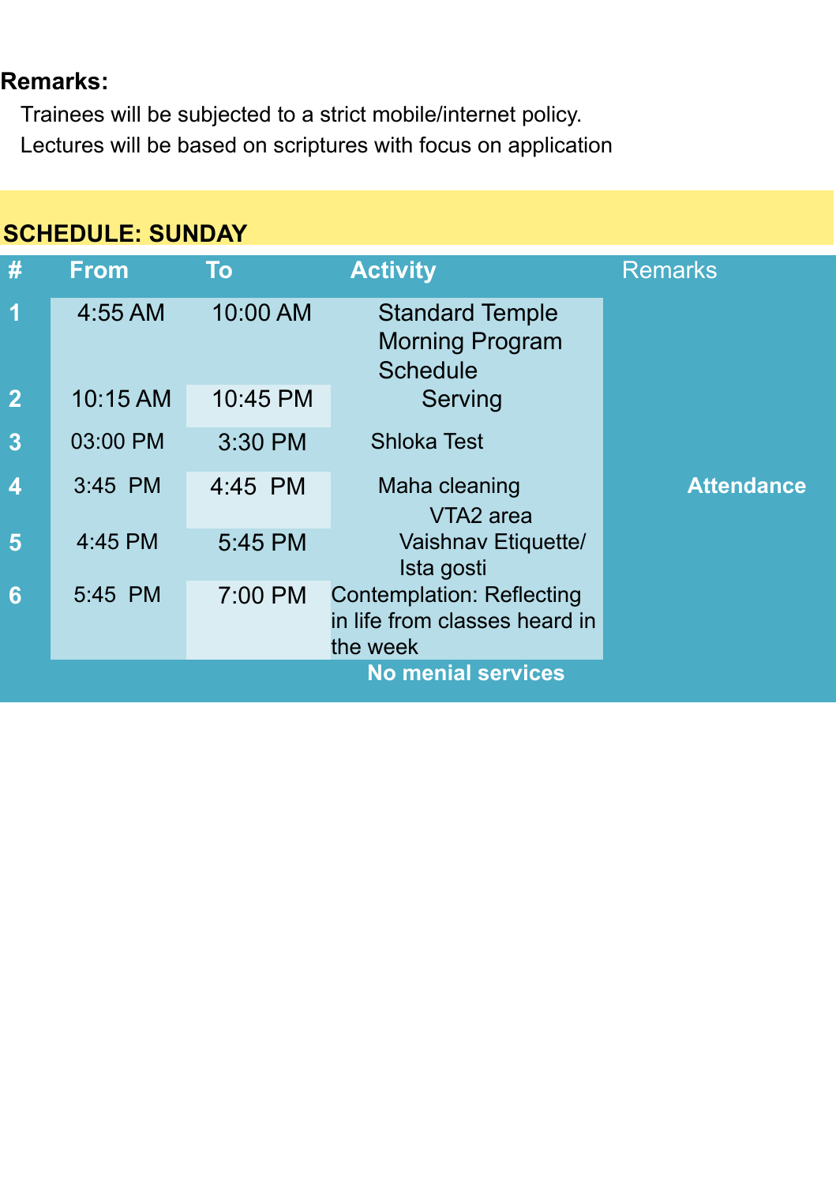**Remarks:**

Trainees will be subjected to a strict mobile/internet policy.

Lectures will be based on scriptures with focus on application

## SCHEDULE: SUNDAY

| # | From | To | Activity | Remarks |
|---|---|---|---|---|
| 1 | 4:55 AM | 10:00 AM | Standard Temple Morning Program Schedule | |
| 2 | 10:15 AM | 10:45 PM | Serving | |
| 3 | 03:00 PM | 3:30 PM | Shloka Test | |
| 4 | 3:45 PM | 4:45 PM | Maha cleaning VTA2 area | **Attendance** |
| 5 | 4:45 PM | 5:45 PM | Vaishnav Etiquette/ Ista gosti | |
| 6 | 5:45 PM | 7:00 PM | Contemplation: Reflecting in life from classes heard in the week | |
| | | | **No menial services** | |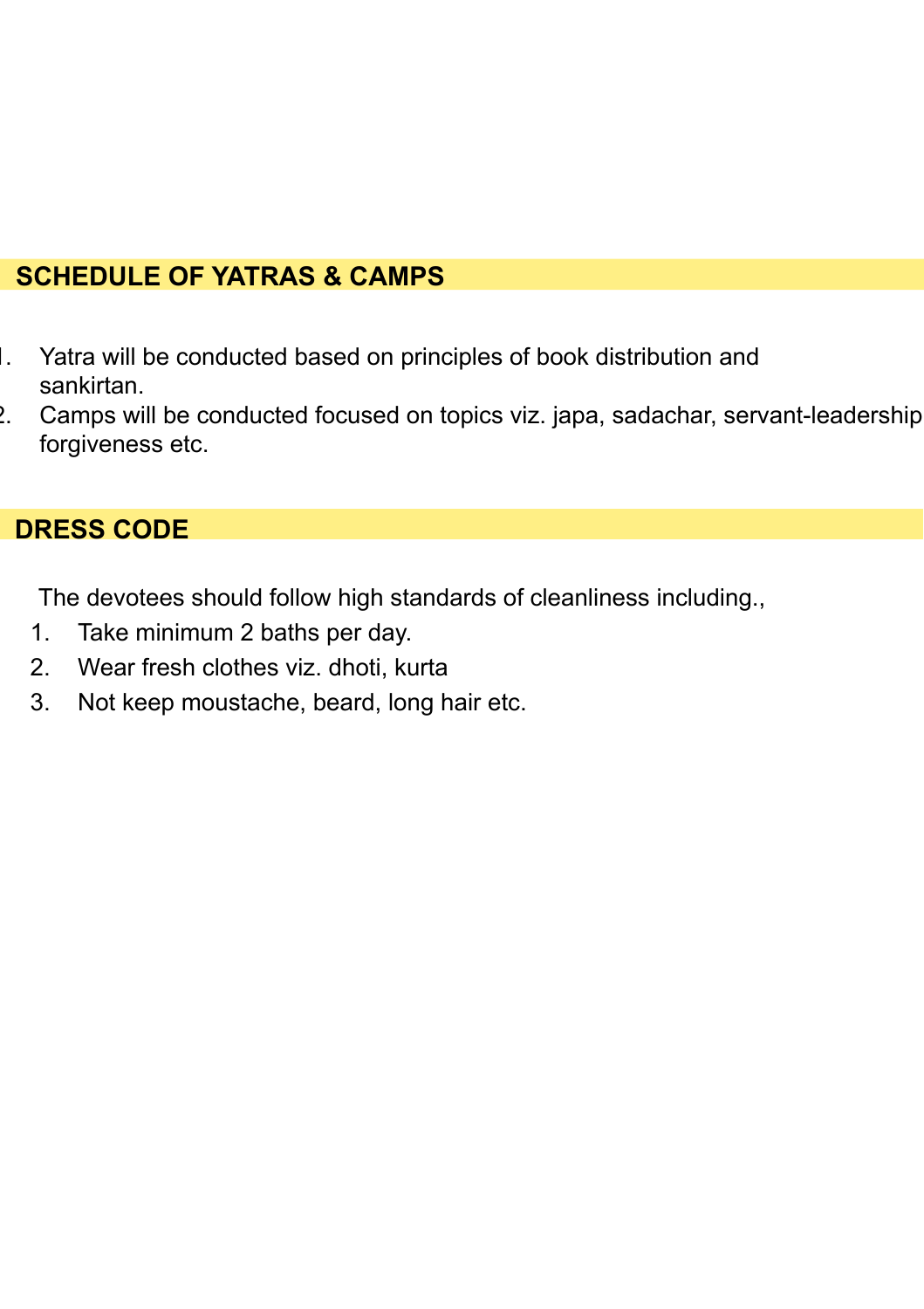## SCHEDULE OF YATRAS & CAMPS

1. Yatra will be conducted based on principles of book distribution and sankirtan.
2. Camps will be conducted focused on topics viz. japa, sadachar, servant-leadership forgiveness etc.

## DRESS CODE

The devotees should follow high standards of cleanliness including.,

1. Take minimum 2 baths per day.
2. Wear fresh clothes viz. dhoti, kurta
3. Not keep moustache, beard, long hair etc.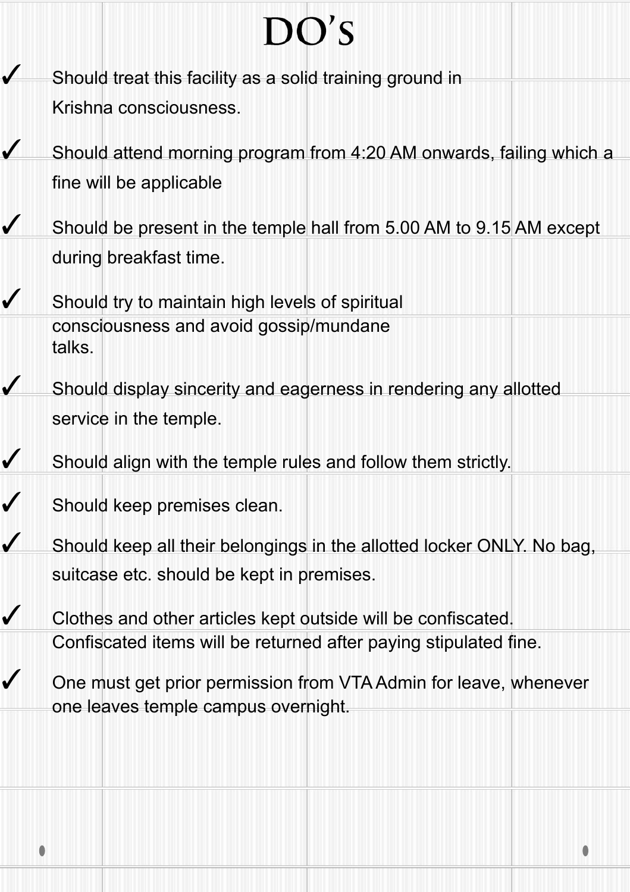# DO'S

- ✓ Should treat this facility as a solid training ground in Krishna consciousness.
- ✓ Should attend morning program from 4:20 AM onwards, failing which a fine will be applicable
- ✓ Should be present in the temple hall from 5.00 AM to 9.15 AM except during breakfast time.
- ✓ Should try to maintain high levels of spiritual consciousness and avoid gossip/mundane talks.
- ✓ Should display sincerity and eagerness in rendering any allotted service in the temple.
- ✓ Should align with the temple rules and follow them strictly.
- ✓ Should keep premises clean.
- ✓ Should keep all their belongings in the allotted locker ONLY. No bag, suitcase etc. should be kept in premises.
- ✓ Clothes and other articles kept outside will be confiscated. Confiscated items will be returned after paying stipulated fine.
- ✓ One must get prior permission from VTA Admin for leave, whenever one leaves temple campus overnight.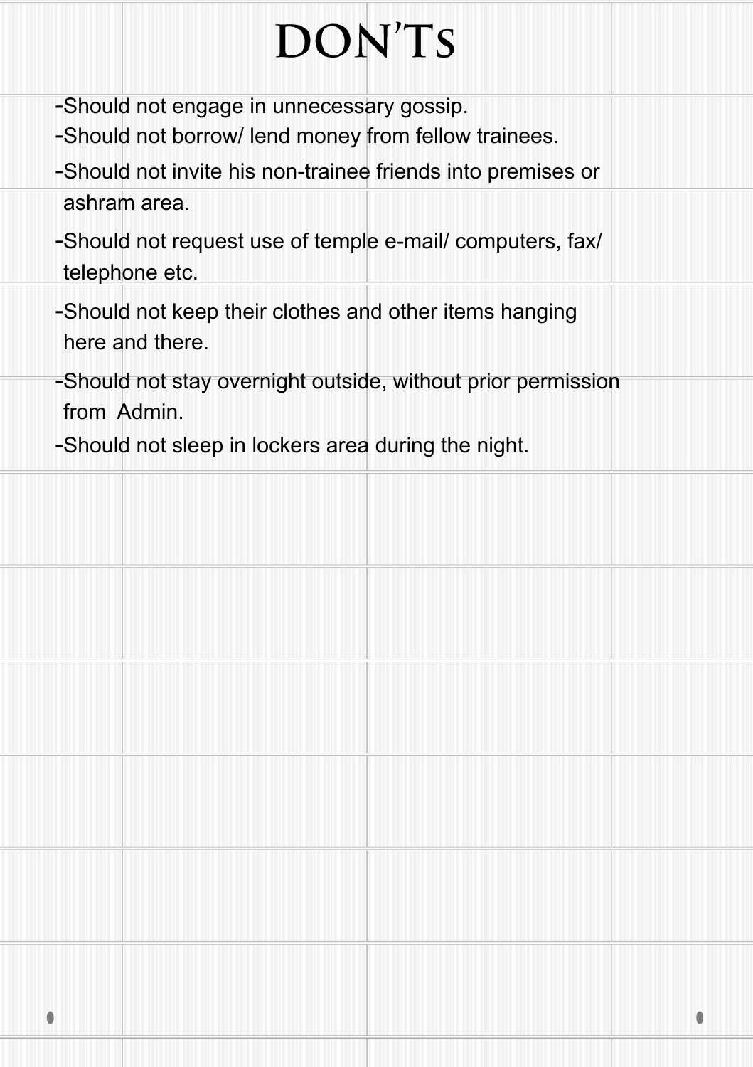# DON'Ts

- Should not engage in unnecessary gossip.
- Should not borrow/ lend money from fellow trainees.
- Should not invite his non-trainee friends into premises or ashram area.
- Should not request use of temple e-mail/ computers, fax/ telephone etc.
- Should not keep their clothes and other items hanging here and there.
- Should not stay overnight outside, without prior permission from Admin.
- Should not sleep in lockers area during the night.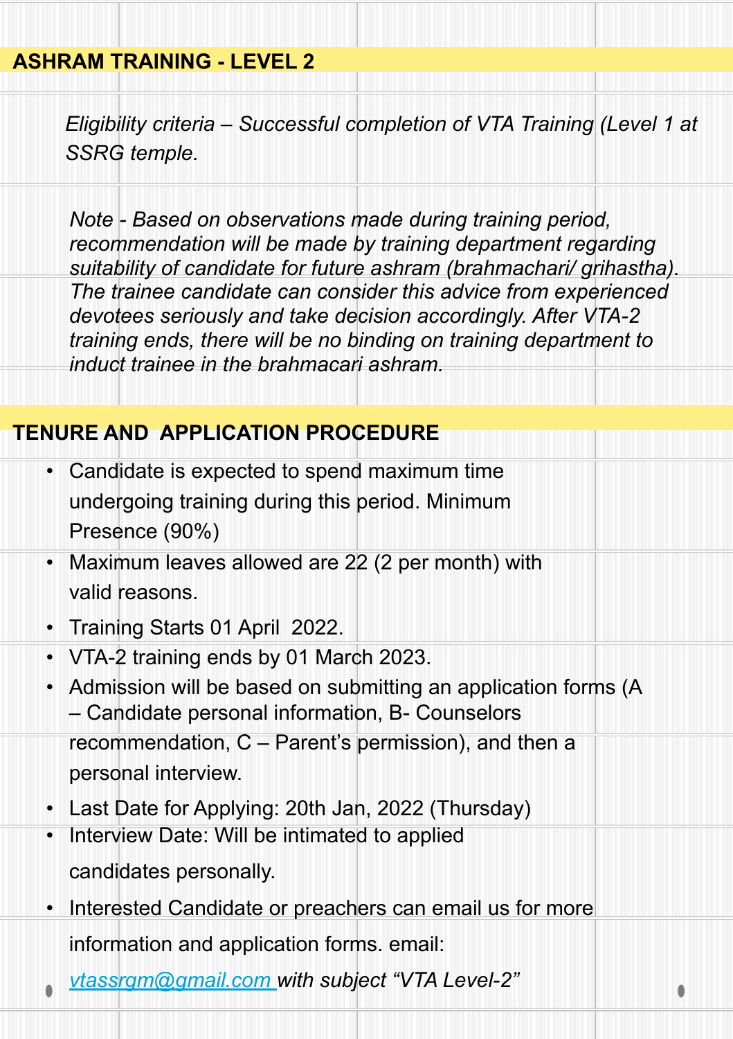## ASHRAM TRAINING - LEVEL 2

*Eligibility criteria – Successful completion of VTA Training (Level 1 at SSRG temple.*

*Note - Based on observations made during training period, recommendation will be made by training department regarding suitability of candidate for future ashram (brahmachari/ grihastha). The trainee candidate can consider this advice from experienced devotees seriously and take decision accordingly. After VTA-2 training ends, there will be no binding on training department to induct trainee in the brahmacari ashram.*

## TENURE AND APPLICATION PROCEDURE

- Candidate is expected to spend maximum time undergoing training during this period. Minimum Presence (90%)
- Maximum leaves allowed are 22 (2 per month) with valid reasons.
- Training Starts 01 April 2022.
- VTA-2 training ends by 01 March 2023.
- Admission will be based on submitting an application forms (A – Candidate personal information, B- Counselors recommendation, C – Parent's permission), and then a personal interview.
- Last Date for Applying: 20th Jan, 2022 (Thursday)
- Interview Date: Will be intimated to applied candidates personally.
- Interested Candidate or preachers can email us for more information and application forms. email: *vtassrgm@gmail.com with subject "VTA Level-2"*